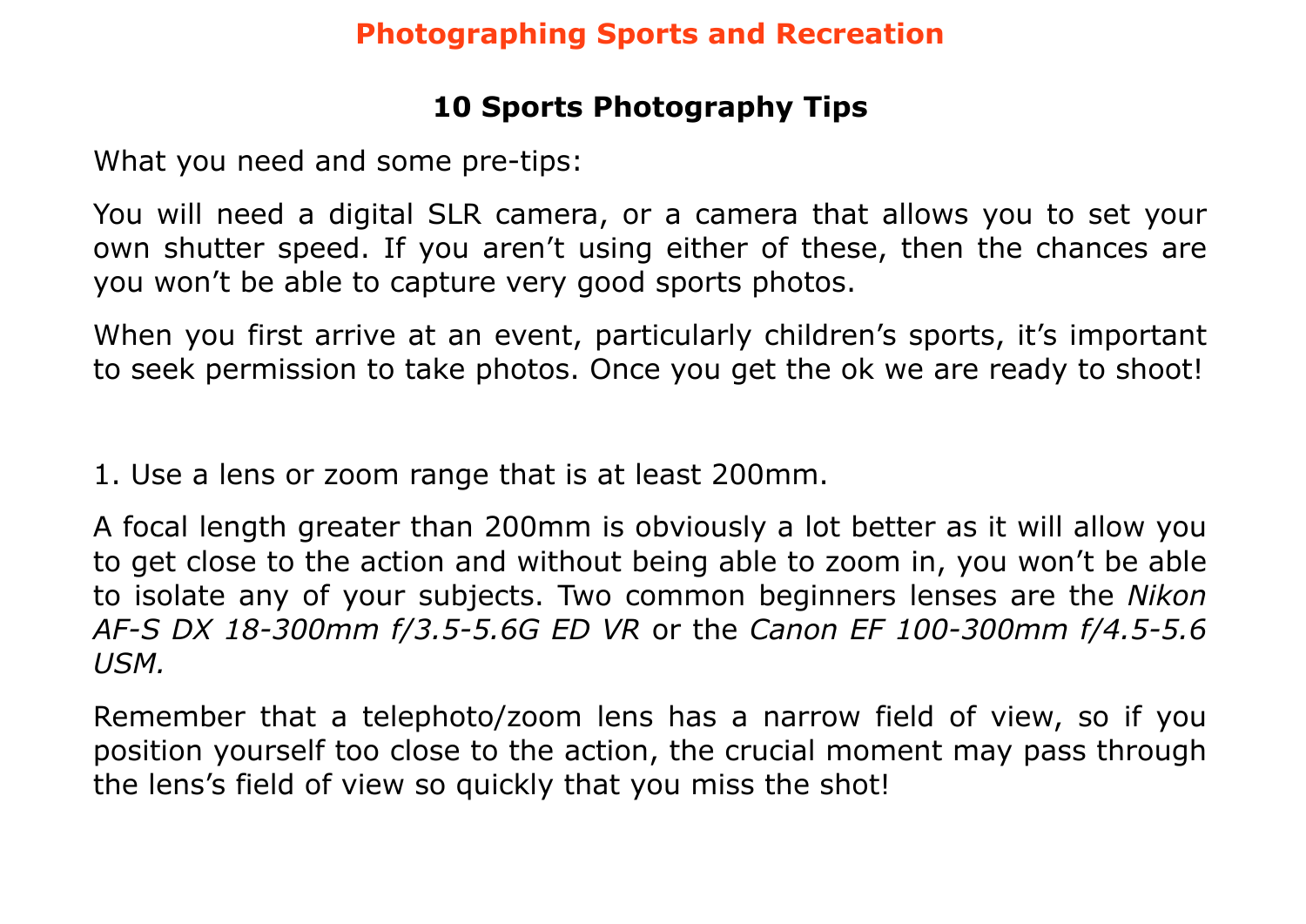# Photographing Sports and Recreation

## 10 Sports Photography Tips

What you need and some pre-tips:

You will need a digital SLR camera, or a camera that allows you to set your own shutter speed. If you aren't using either of these, then the chances are you won't be able to capture very good sports photos.

When you first arrive at an event, particularly children's sports, it's important to seek permission to take photos. Once you get the ok we are ready to shoot!

1. Use a lens or zoom range that is at least 200mm.

A focal length greater than 200mm is obviously a lot better as it will allow you to get close to the action and without being able to zoom in, you won't be able to isolate any of your subjects. Two common beginners lenses are the *Nikon AF-S DX 18-300mm f/3.5-5.6G ED VR* or the *Canon EF 100-300mm f/4.5-5.6 USM.*

Remember that a telephoto/zoom lens has a narrow field of view, so if you position yourself too close to the action, the crucial moment may pass through the lens's field of view so quickly that you miss the shot!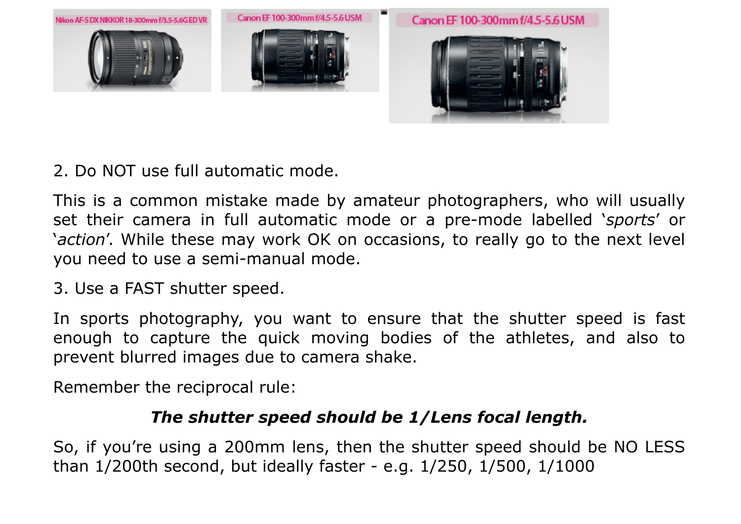2. Do NOT use full automatic mode.

This is a common mistake made by amateur photographers, who will usually set their camera in full automatic mode or a pre-mode labelled '*sports*' or '*action*'. While these may work OK on occasions, to really go to the next level you need to use a semi-manual mode.

3. Use a FAST shutter speed.

In sports photography, you want to ensure that the shutter speed is fast enough to capture the quick moving bodies of the athletes, and also to prevent blurred images due to camera shake.

Remember the reciprocal rule:

***The shutter speed should be 1/Lens focal length.***

So, if you're using a 200mm lens, then the shutter speed should be NO LESS than 1/200th second, but ideally faster - e.g. 1/250, 1/500, 1/1000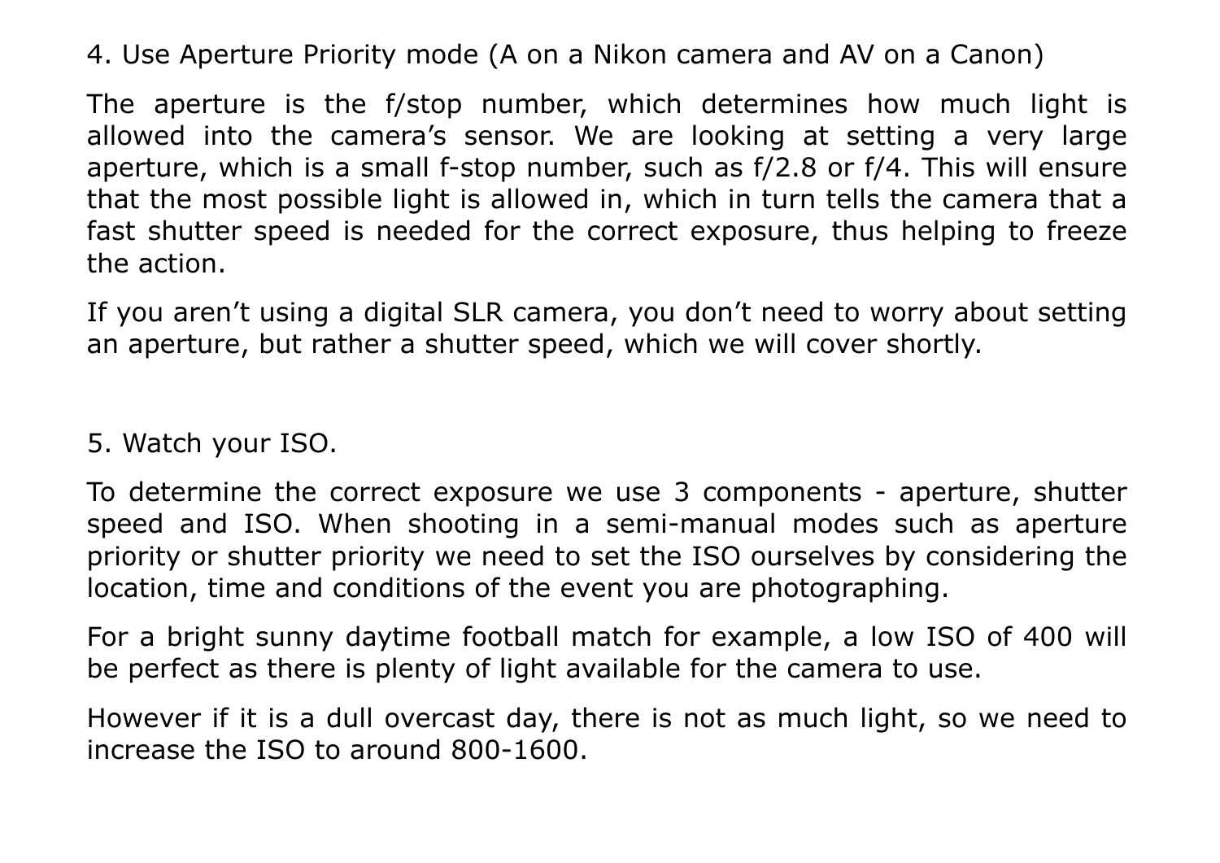4. Use Aperture Priority mode (A on a Nikon camera and AV on a Canon)

The aperture is the f/stop number, which determines how much light is allowed into the camera's sensor. We are looking at setting a very large aperture, which is a small f-stop number, such as f/2.8 or f/4. This will ensure that the most possible light is allowed in, which in turn tells the camera that a fast shutter speed is needed for the correct exposure, thus helping to freeze the action.

If you aren't using a digital SLR camera, you don't need to worry about setting an aperture, but rather a shutter speed, which we will cover shortly.

5. Watch your ISO.

To determine the correct exposure we use 3 components - aperture, shutter speed and ISO. When shooting in a semi-manual modes such as aperture priority or shutter priority we need to set the ISO ourselves by considering the location, time and conditions of the event you are photographing.

For a bright sunny daytime football match for example, a low ISO of 400 will be perfect as there is plenty of light available for the camera to use.

However if it is a dull overcast day, there is not as much light, so we need to increase the ISO to around 800-1600.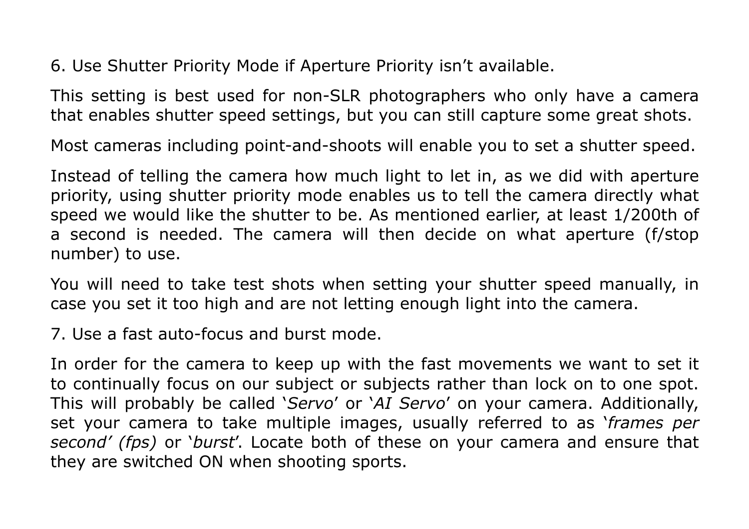6. Use Shutter Priority Mode if Aperture Priority isn't available.

This setting is best used for non-SLR photographers who only have a camera that enables shutter speed settings, but you can still capture some great shots.

Most cameras including point-and-shoots will enable you to set a shutter speed.

Instead of telling the camera how much light to let in, as we did with aperture priority, using shutter priority mode enables us to tell the camera directly what speed we would like the shutter to be. As mentioned earlier, at least 1/200th of a second is needed. The camera will then decide on what aperture (f/stop number) to use.

You will need to take test shots when setting your shutter speed manually, in case you set it too high and are not letting enough light into the camera.

7. Use a fast auto-focus and burst mode.

In order for the camera to keep up with the fast movements we want to set it to continually focus on our subject or subjects rather than lock on to one spot. This will probably be called '*Servo*' or '*AI Servo*' on your camera. Additionally, set your camera to take multiple images, usually referred to as '*frames per second' (fps)* or '*burst*'. Locate both of these on your camera and ensure that they are switched ON when shooting sports.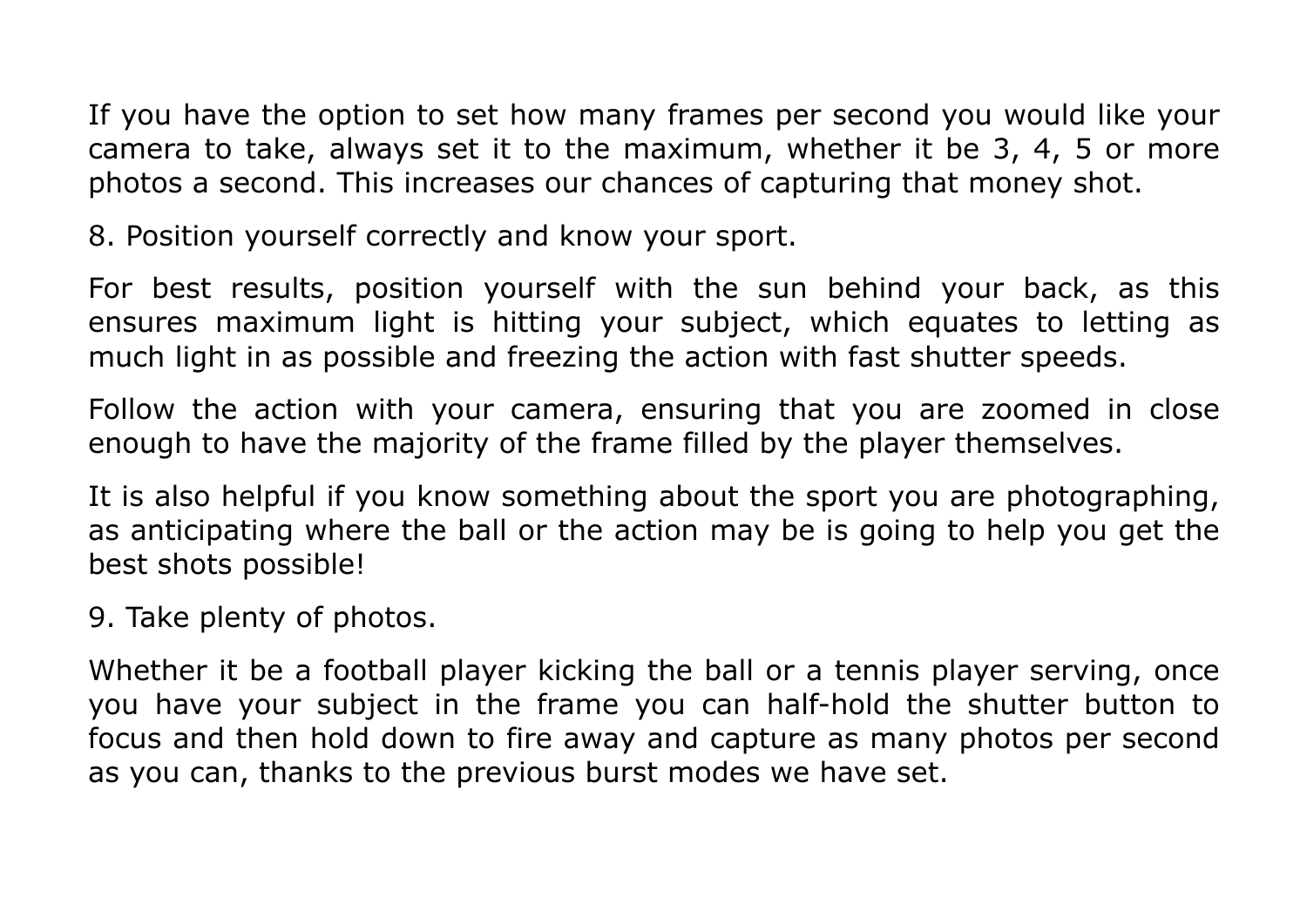If you have the option to set how many frames per second you would like your camera to take, always set it to the maximum, whether it be 3, 4, 5 or more photos a second. This increases our chances of capturing that money shot.

8. Position yourself correctly and know your sport.

For best results, position yourself with the sun behind your back, as this ensures maximum light is hitting your subject, which equates to letting as much light in as possible and freezing the action with fast shutter speeds.

Follow the action with your camera, ensuring that you are zoomed in close enough to have the majority of the frame filled by the player themselves.

It is also helpful if you know something about the sport you are photographing, as anticipating where the ball or the action may be is going to help you get the best shots possible!

9. Take plenty of photos.

Whether it be a football player kicking the ball or a tennis player serving, once you have your subject in the frame you can half-hold the shutter button to focus and then hold down to fire away and capture as many photos per second as you can, thanks to the previous burst modes we have set.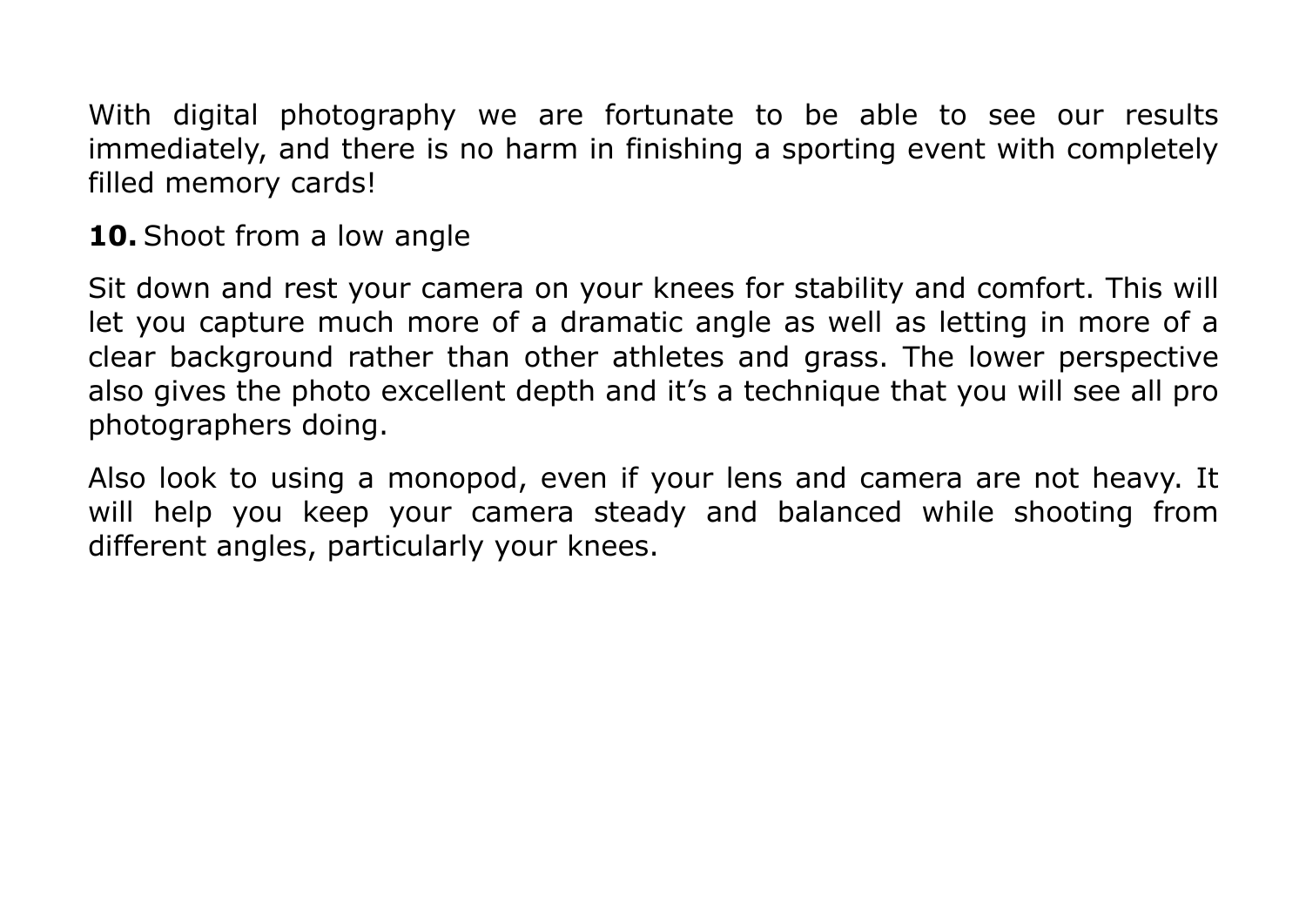With digital photography we are fortunate to be able to see our results immediately, and there is no harm in finishing a sporting event with completely filled memory cards!

**10.** Shoot from a low angle

Sit down and rest your camera on your knees for stability and comfort. This will let you capture much more of a dramatic angle as well as letting in more of a clear background rather than other athletes and grass. The lower perspective also gives the photo excellent depth and it’s a technique that you will see all pro photographers doing.

Also look to using a monopod, even if your lens and camera are not heavy. It will help you keep your camera steady and balanced while shooting from different angles, particularly your knees.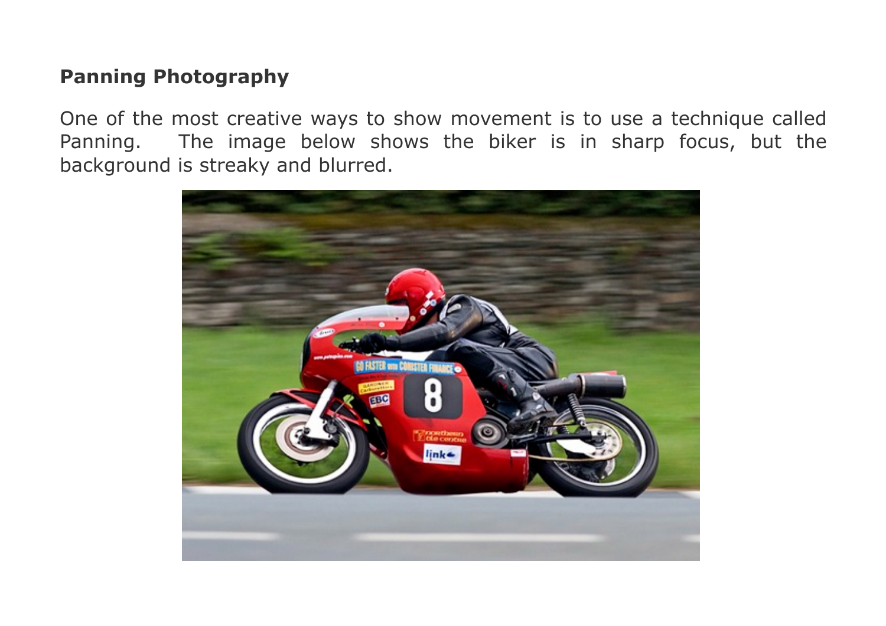**Panning Photography**

One of the most creative ways to show movement is to use a technique called Panning. The image below shows the biker is in sharp focus, but the background is streaky and blurred.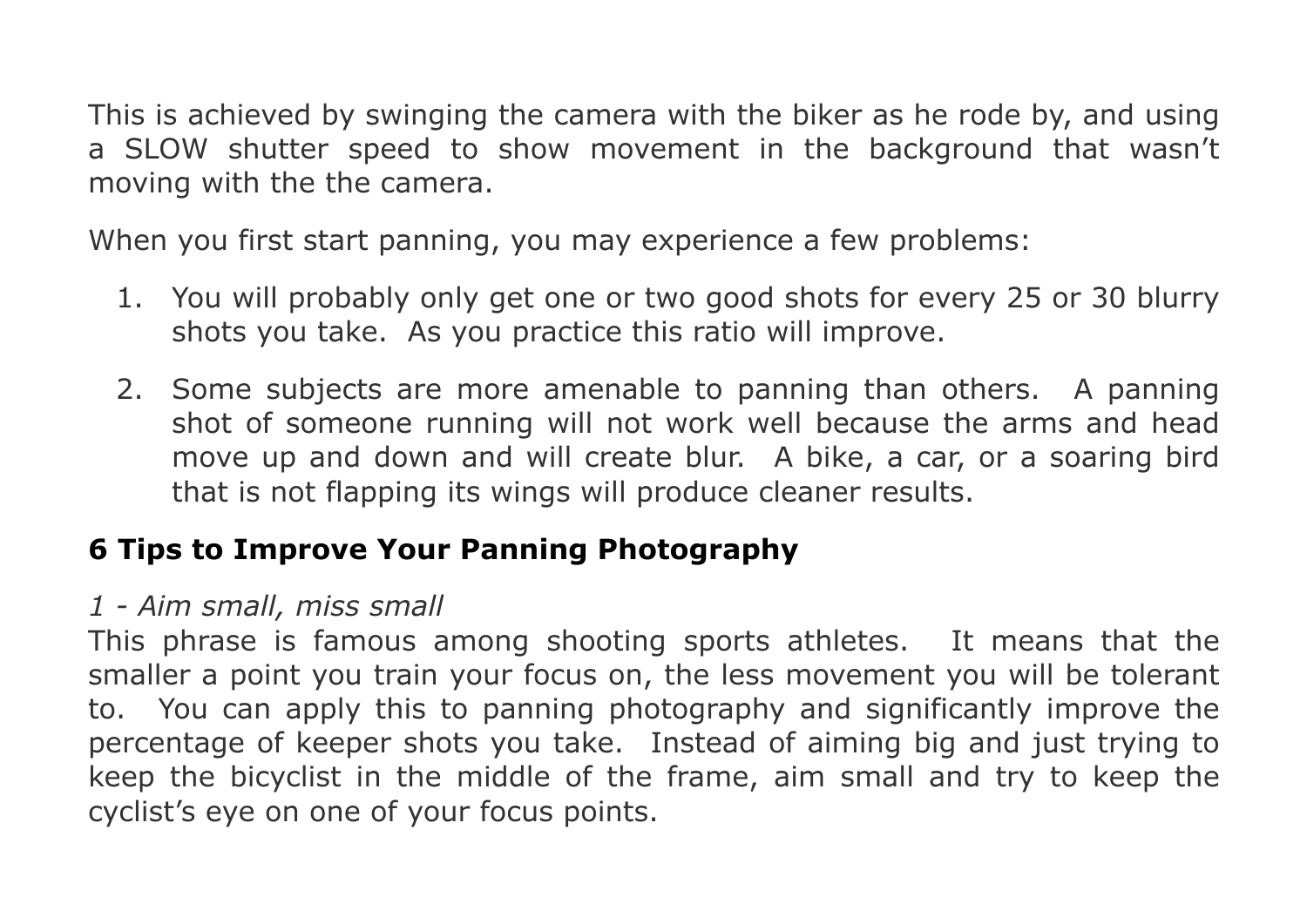This is achieved by swinging the camera with the biker as he rode by, and using a SLOW shutter speed to show movement in the background that wasn't moving with the the camera.

When you first start panning, you may experience a few problems:

1. You will probably only get one or two good shots for every 25 or 30 blurry shots you take. As you practice this ratio will improve.
2. Some subjects are more amenable to panning than others. A panning shot of someone running will not work well because the arms and head move up and down and will create blur. A bike, a car, or a soaring bird that is not flapping its wings will produce cleaner results.

## 6 Tips to Improve Your Panning Photography

*1 - Aim small, miss small*

This phrase is famous among shooting sports athletes. It means that the smaller a point you train your focus on, the less movement you will be tolerant to. You can apply this to panning photography and significantly improve the percentage of keeper shots you take. Instead of aiming big and just trying to keep the bicyclist in the middle of the frame, aim small and try to keep the cyclist's eye on one of your focus points.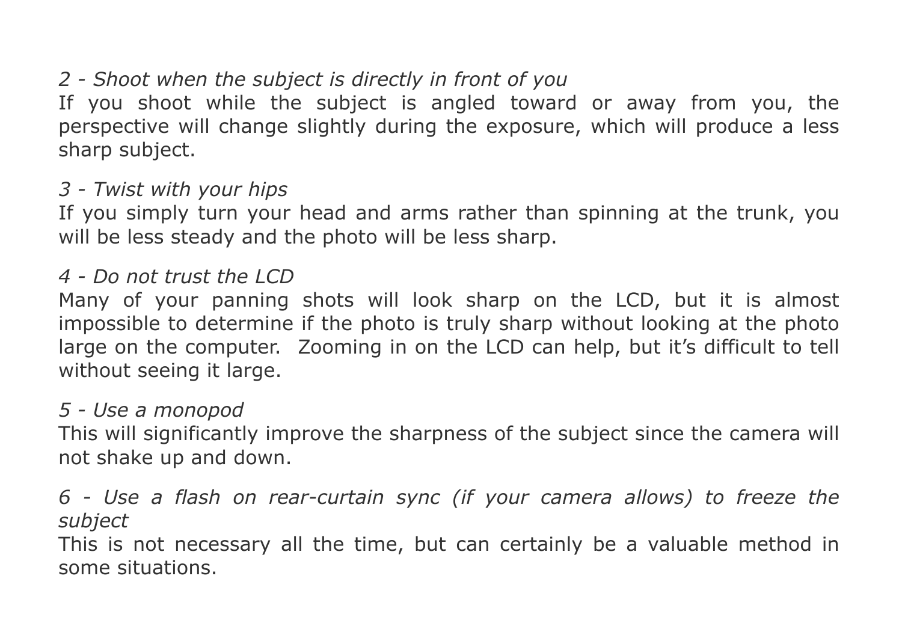*2 - Shoot when the subject is directly in front of you*

If you shoot while the subject is angled toward or away from you, the perspective will change slightly during the exposure, which will produce a less sharp subject.

*3 - Twist with your hips*

If you simply turn your head and arms rather than spinning at the trunk, you will be less steady and the photo will be less sharp.

*4 - Do not trust the LCD*

Many of your panning shots will look sharp on the LCD, but it is almost impossible to determine if the photo is truly sharp without looking at the photo large on the computer. Zooming in on the LCD can help, but it's difficult to tell without seeing it large.

*5 - Use a monopod*

This will significantly improve the sharpness of the subject since the camera will not shake up and down.

*6 - Use a flash on rear-curtain sync (if your camera allows) to freeze the subject*

This is not necessary all the time, but can certainly be a valuable method in some situations.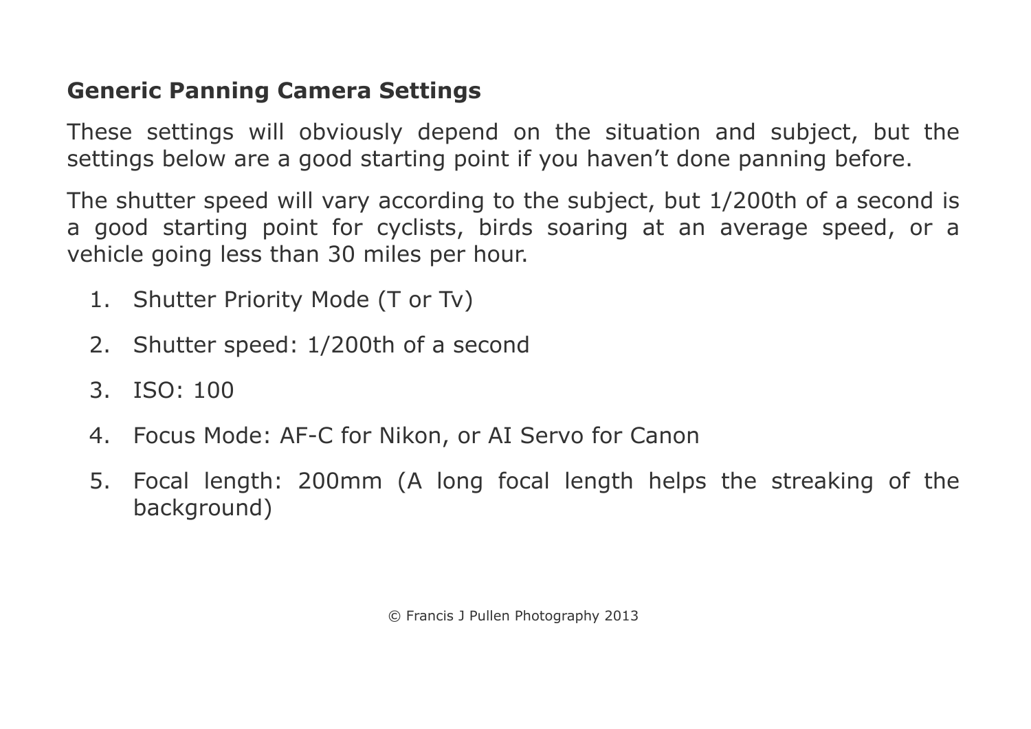## Generic Panning Camera Settings

These settings will obviously depend on the situation and subject, but the settings below are a good starting point if you haven't done panning before.

The shutter speed will vary according to the subject, but 1/200th of a second is a good starting point for cyclists, birds soaring at an average speed, or a vehicle going less than 30 miles per hour.

1. Shutter Priority Mode (T or Tv)
2. Shutter speed: 1/200th of a second
3. ISO: 100
4. Focus Mode: AF-C for Nikon, or AI Servo for Canon
5. Focal length: 200mm (A long focal length helps the streaking of the background)

© Francis J Pullen Photography 2013